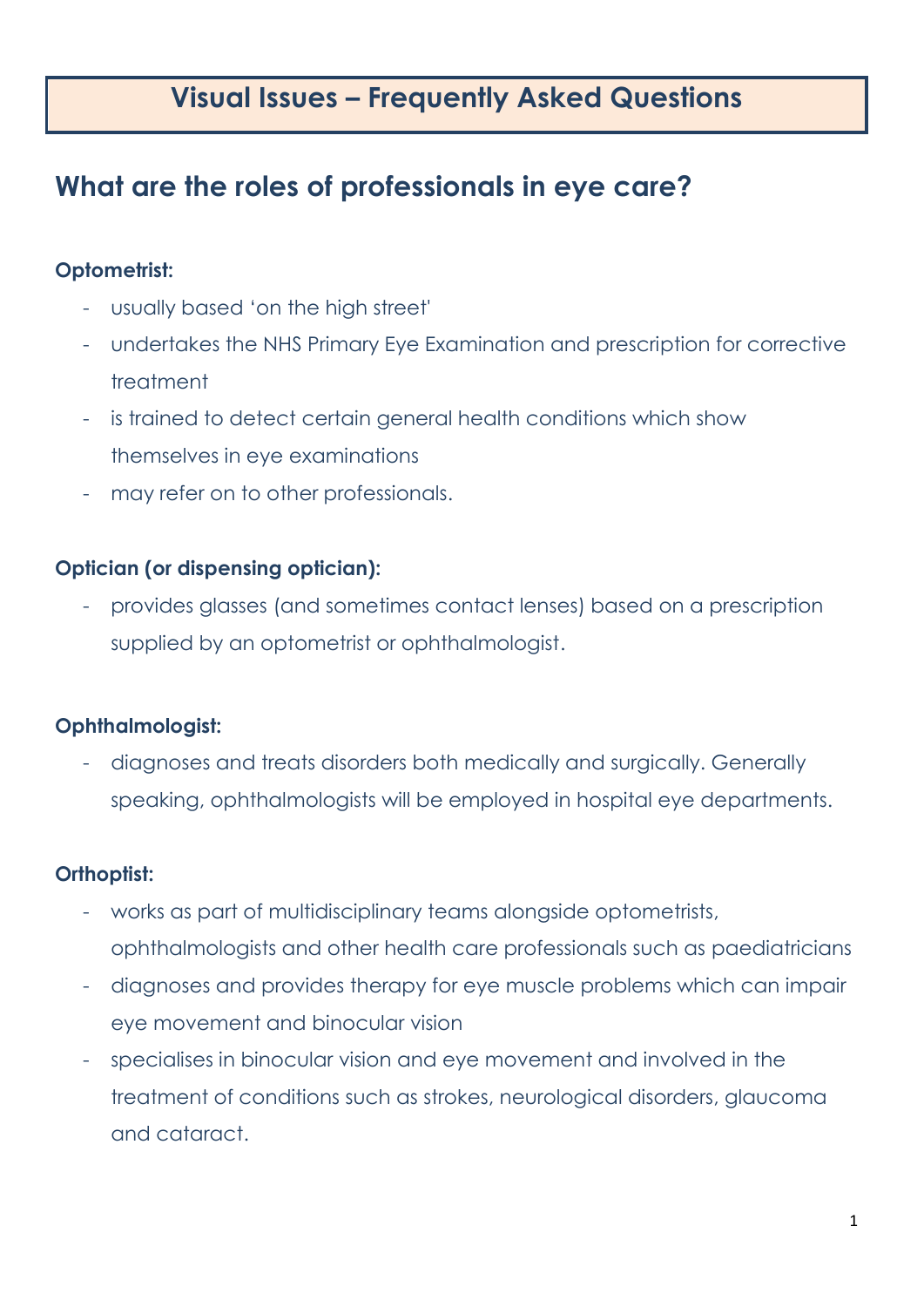# Visual Issues – Frequently Asked Questions

## What are the roles of professionals in eye care?

**Optometrist:**

- usually based 'on the high street'
- undertakes the NHS Primary Eye Examination and prescription for corrective treatment
- is trained to detect certain general health conditions which show themselves in eye examinations
- may refer on to other professionals.

**Optician (or dispensing optician):**

- provides glasses (and sometimes contact lenses) based on a prescription supplied by an optometrist or ophthalmologist.

**Ophthalmologist:**

- diagnoses and treats disorders both medically and surgically. Generally speaking, ophthalmologists will be employed in hospital eye departments.

**Orthoptist:**

- works as part of multidisciplinary teams alongside optometrists, ophthalmologists and other health care professionals such as paediatricians
- diagnoses and provides therapy for eye muscle problems which can impair eye movement and binocular vision
- specialises in binocular vision and eye movement and involved in the treatment of conditions such as strokes, neurological disorders, glaucoma and cataract.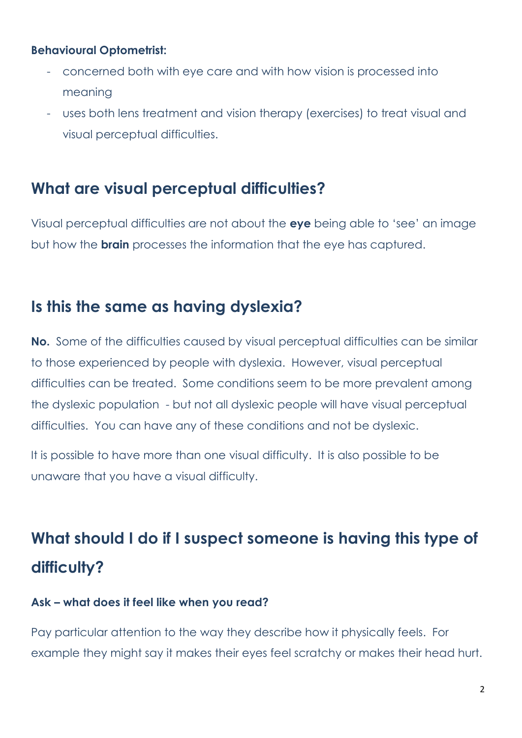**Behavioural Optometrist:**

- concerned both with eye care and with how vision is processed into meaning
- uses both lens treatment and vision therapy (exercises) to treat visual and visual perceptual difficulties.

## What are visual perceptual difficulties?

Visual perceptual difficulties are not about the **eye** being able to 'see' an image but how the **brain** processes the information that the eye has captured.

## Is this the same as having dyslexia?

**No.** Some of the difficulties caused by visual perceptual difficulties can be similar to those experienced by people with dyslexia. However, visual perceptual difficulties can be treated. Some conditions seem to be more prevalent among the dyslexic population - but not all dyslexic people will have visual perceptual difficulties. You can have any of these conditions and not be dyslexic.

It is possible to have more than one visual difficulty. It is also possible to be unaware that you have a visual difficulty.

## What should I do if I suspect someone is having this type of difficulty?

**Ask – what does it feel like when you read?**

Pay particular attention to the way they describe how it physically feels. For example they might say it makes their eyes feel scratchy or makes their head hurt.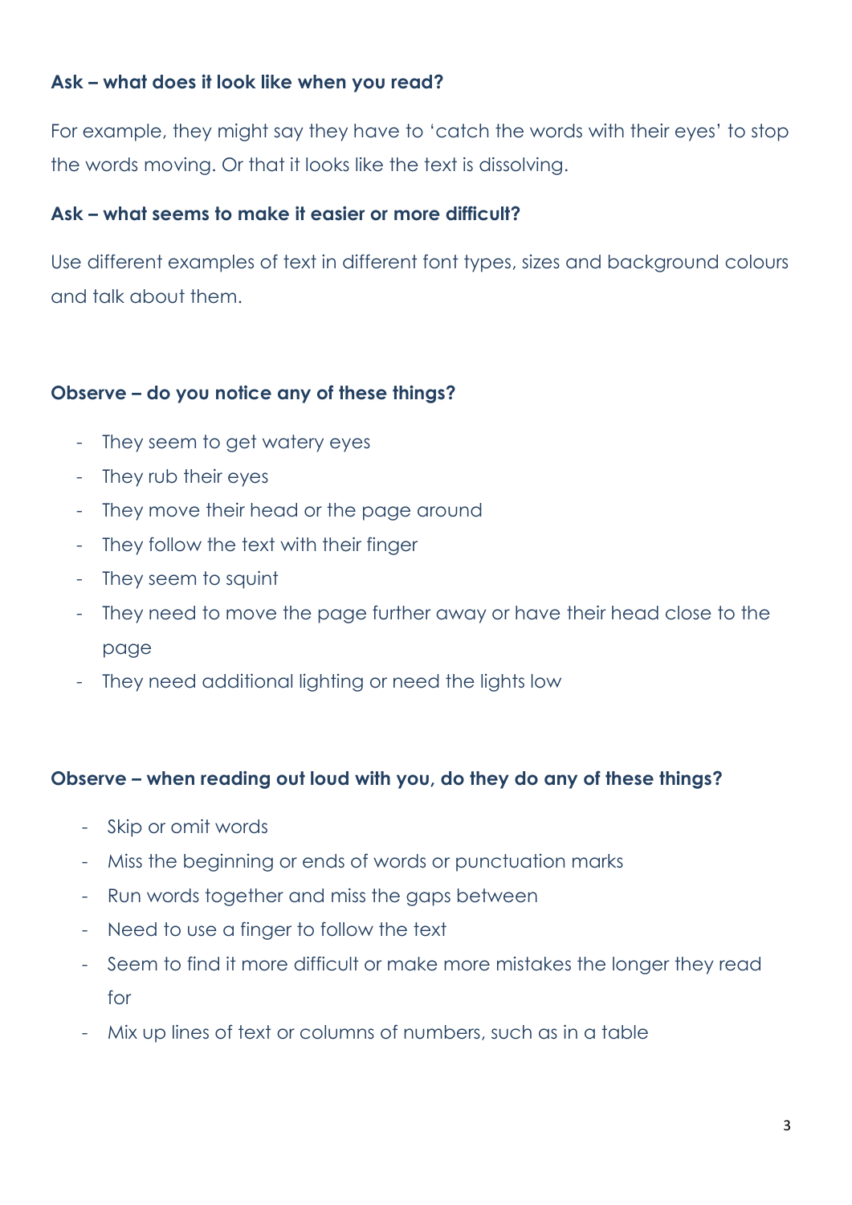**Ask – what does it look like when you read?**

For example, they might say they have to 'catch the words with their eyes' to stop the words moving. Or that it looks like the text is dissolving.

**Ask – what seems to make it easier or more difficult?**

Use different examples of text in different font types, sizes and background colours and talk about them.

**Observe – do you notice any of these things?**

- They seem to get watery eyes
- They rub their eyes
- They move their head or the page around
- They follow the text with their finger
- They seem to squint
- They need to move the page further away or have their head close to the page
- They need additional lighting or need the lights low

**Observe – when reading out loud with you, do they do any of these things?**

- Skip or omit words
- Miss the beginning or ends of words or punctuation marks
- Run words together and miss the gaps between
- Need to use a finger to follow the text
- Seem to find it more difficult or make more mistakes the longer they read for
- Mix up lines of text or columns of numbers, such as in a table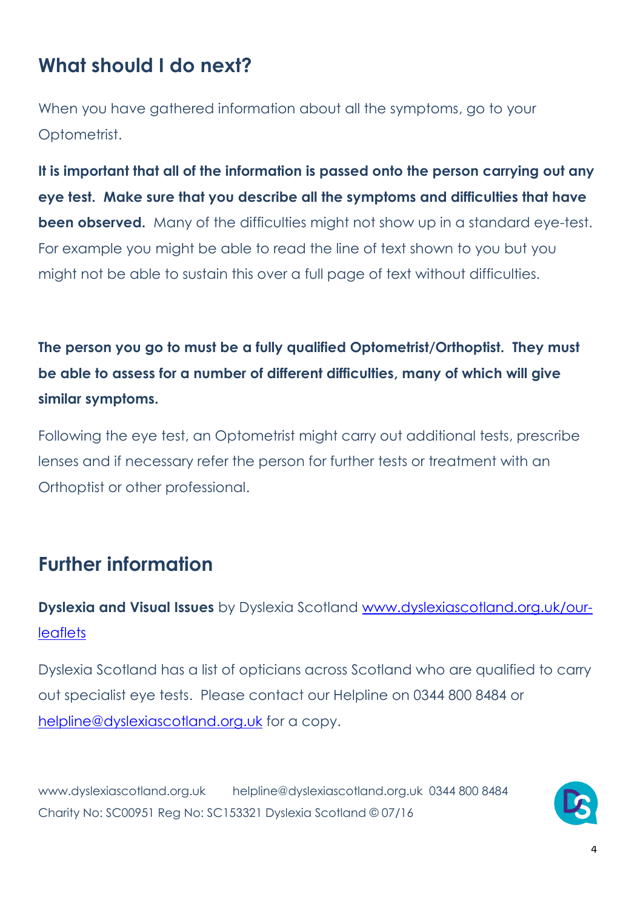## What should I do next?

When you have gathered information about all the symptoms, go to your Optometrist.

**It is important that all of the information is passed onto the person carrying out any eye test. Make sure that you describe all the symptoms and difficulties that have been observed.** Many of the difficulties might not show up in a standard eye-test. For example you might be able to read the line of text shown to you but you might not be able to sustain this over a full page of text without difficulties.

**The person you go to must be a fully qualified Optometrist/Orthoptist. They must be able to assess for a number of different difficulties, many of which will give similar symptoms.**

Following the eye test, an Optometrist might carry out additional tests, prescribe lenses and if necessary refer the person for further tests or treatment with an Orthoptist or other professional.

## Further information

**Dyslexia and Visual Issues** by Dyslexia Scotland [www.dyslexiascotland.org.uk/our-leaflets](www.dyslexiascotland.org.uk/our-leaflets)

Dyslexia Scotland has a list of opticians across Scotland who are qualified to carry out specialist eye tests. Please contact our Helpline on 0344 800 8484 or [helpline@dyslexiascotland.org.uk](mailto:helpline@dyslexiascotland.org.uk) for a copy.